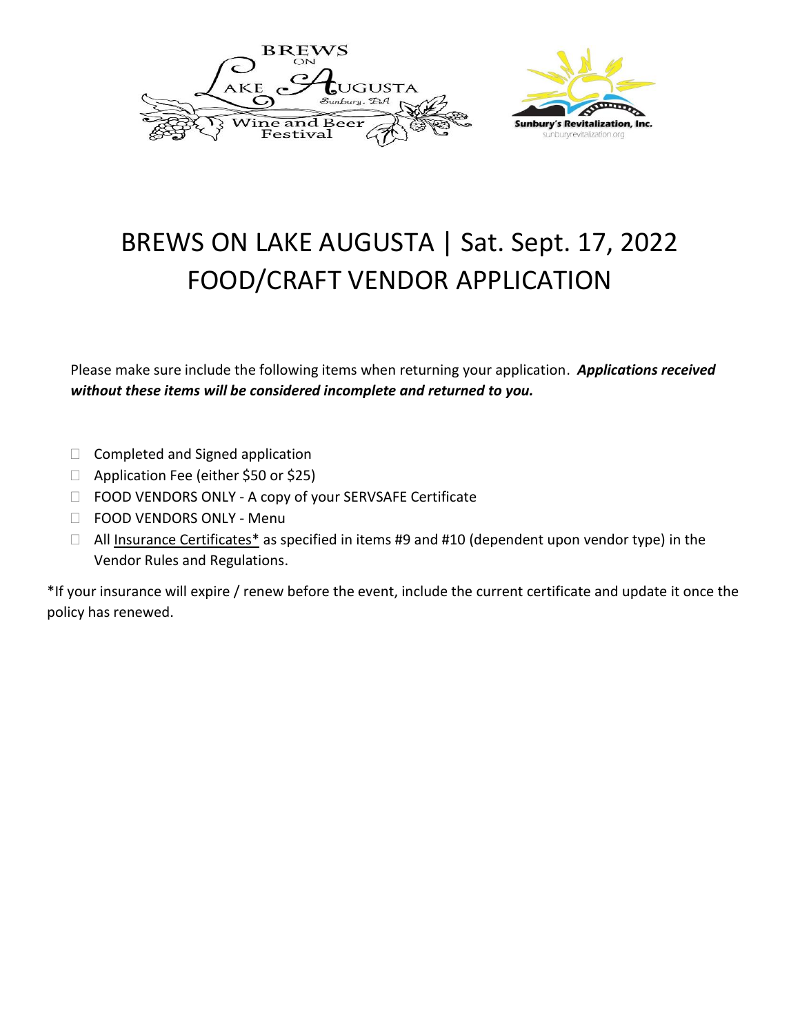# BREWS ON LAKE AUGUSTA | Sat. Sept. 17, 2022
# FOOD/CRAFT VENDOR APPLICATION

Please make sure include the following items when returning your application. ***Applications received without these items will be considered incomplete and returned to you.***

- ☐ Completed and Signed application
- ☐ Application Fee (either $50 or $25)
- ☐ FOOD VENDORS ONLY - A copy of your SERVSAFE Certificate
- ☐ FOOD VENDORS ONLY - Menu
- ☐ All Insurance Certificates* as specified in items #9 and #10 (dependent upon vendor type) in the Vendor Rules and Regulations.

*If your insurance will expire / renew before the event, include the current certificate and update it once the policy has renewed.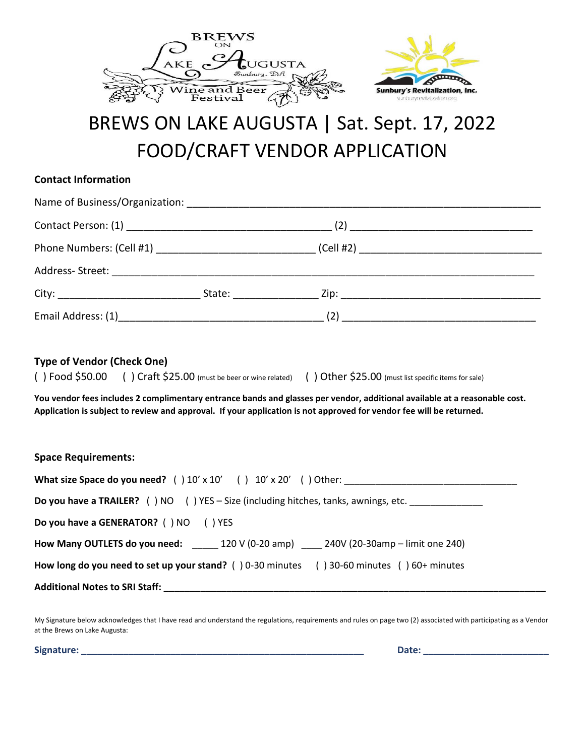# BREWS ON LAKE AUGUSTA | Sat. Sept. 17, 2022

# FOOD/CRAFT VENDOR APPLICATION

**Contact Information**

Name of Business/Organization: ______________________________________________________________

Contact Person: (1) __________________________________ (2) _______________________________

Phone Numbers: (Cell #1) ___________________________ (Cell #2) ______________________________

Address- Street: ___________________________________________________________________________

City: ________________________ State: ______________ Zip: _________________________________

Email Address: (1)__________________________________ (2) ________________________________

**Type of Vendor (Check One)**

( ) Food $50.00 ( ) Craft $25.00 (must be beer or wine related) ( ) Other $25.00 (must list specific items for sale)

**You vendor fees includes 2 complimentary entrance bands and glasses per vendor, additional available at a reasonable cost. Application is subject to review and approval. If your application is not approved for vendor fee will be returned.**

**Space Requirements:**

**What size Space do you need?** ( ) 10' x 10' ( ) 10' x 20' ( ) Other: ______________________________

**Do you have a TRAILER?** ( ) NO ( ) YES – Size (including hitches, tanks, awnings, etc. _____________

**Do you have a GENERATOR?** ( ) NO ( ) YES

**How Many OUTLETS do you need:** _____ 120 V (0-20 amp) ____ 240V (20-30amp – limit one 240)

**How long do you need to set up your stand?** ( ) 0-30 minutes ( ) 30-60 minutes ( ) 60+ minutes

**Additional Notes to SRI Staff: ______________________________________________________________**

My Signature below acknowledges that I have read and understand the regulations, requirements and rules on page two (2) associated with participating as a Vendor at the Brews on Lake Augusta:

**Signature: ___________________________________________________ Date: _______________________**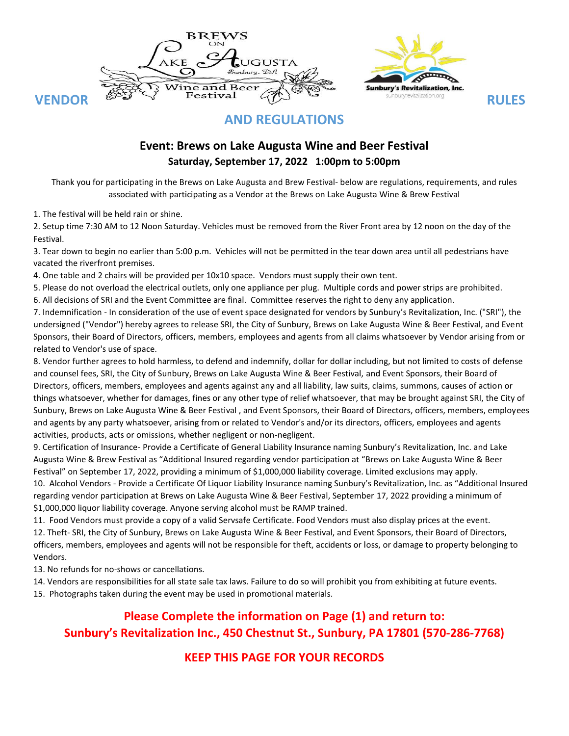# VENDOR RULES AND REGULATIONS

## Event: Brews on Lake Augusta Wine and Beer Festival

**Saturday, September 17, 2022 1:00pm to 5:00pm**

Thank you for participating in the Brews on Lake Augusta and Brew Festival- below are regulations, requirements, and rules associated with participating as a Vendor at the Brews on Lake Augusta Wine & Brew Festival

1. The festival will be held rain or shine.
2. Setup time 7:30 AM to 12 Noon Saturday. Vehicles must be removed from the River Front area by 12 noon on the day of the Festival.
3. Tear down to begin no earlier than 5:00 p.m. Vehicles will not be permitted in the tear down area until all pedestrians have vacated the riverfront premises.
4. One table and 2 chairs will be provided per 10x10 space. Vendors must supply their own tent.
5. Please do not overload the electrical outlets, only one appliance per plug. Multiple cords and power strips are prohibited.
6. All decisions of SRI and the Event Committee are final. Committee reserves the right to deny any application.
7. Indemnification - In consideration of the use of event space designated for vendors by Sunbury's Revitalization, Inc. ("SRI"), the undersigned ("Vendor") hereby agrees to release SRI, the City of Sunbury, Brews on Lake Augusta Wine & Beer Festival, and Event Sponsors, their Board of Directors, officers, members, employees and agents from all claims whatsoever by Vendor arising from or related to Vendor's use of space.
8. Vendor further agrees to hold harmless, to defend and indemnify, dollar for dollar including, but not limited to costs of defense and counsel fees, SRI, the City of Sunbury, Brews on Lake Augusta Wine & Beer Festival, and Event Sponsors, their Board of Directors, officers, members, employees and agents against any and all liability, law suits, claims, summons, causes of action or things whatsoever, whether for damages, fines or any other type of relief whatsoever, that may be brought against SRI, the City of Sunbury, Brews on Lake Augusta Wine & Beer Festival , and Event Sponsors, their Board of Directors, officers, members, employees and agents by any party whatsoever, arising from or related to Vendor's and/or its directors, officers, employees and agents activities, products, acts or omissions, whether negligent or non-negligent.
9. Certification of Insurance- Provide a Certificate of General Liability Insurance naming Sunbury's Revitalization, Inc. and Lake Augusta Wine & Brew Festival as "Additional Insured regarding vendor participation at "Brews on Lake Augusta Wine & Beer Festival" on September 17, 2022, providing a minimum of $1,000,000 liability coverage. Limited exclusions may apply.
10. Alcohol Vendors - Provide a Certificate Of Liquor Liability Insurance naming Sunbury's Revitalization, Inc. as "Additional Insured regarding vendor participation at Brews on Lake Augusta Wine & Beer Festival, September 17, 2022 providing a minimum of $1,000,000 liquor liability coverage. Anyone serving alcohol must be RAMP trained.
11. Food Vendors must provide a copy of a valid Servsafe Certificate. Food Vendors must also display prices at the event.
12. Theft- SRI, the City of Sunbury, Brews on Lake Augusta Wine & Beer Festival, and Event Sponsors, their Board of Directors, officers, members, employees and agents will not be responsible for theft, accidents or loss, or damage to property belonging to Vendors.
13. No refunds for no-shows or cancellations.
14. Vendors are responsibilities for all state sale tax laws. Failure to do so will prohibit you from exhibiting at future events.
15. Photographs taken during the event may be used in promotional materials.

**Please Complete the information on Page (1) and return to:**
**Sunbury's Revitalization Inc., 450 Chestnut St., Sunbury, PA 17801 (570-286-7768)**

**KEEP THIS PAGE FOR YOUR RECORDS**